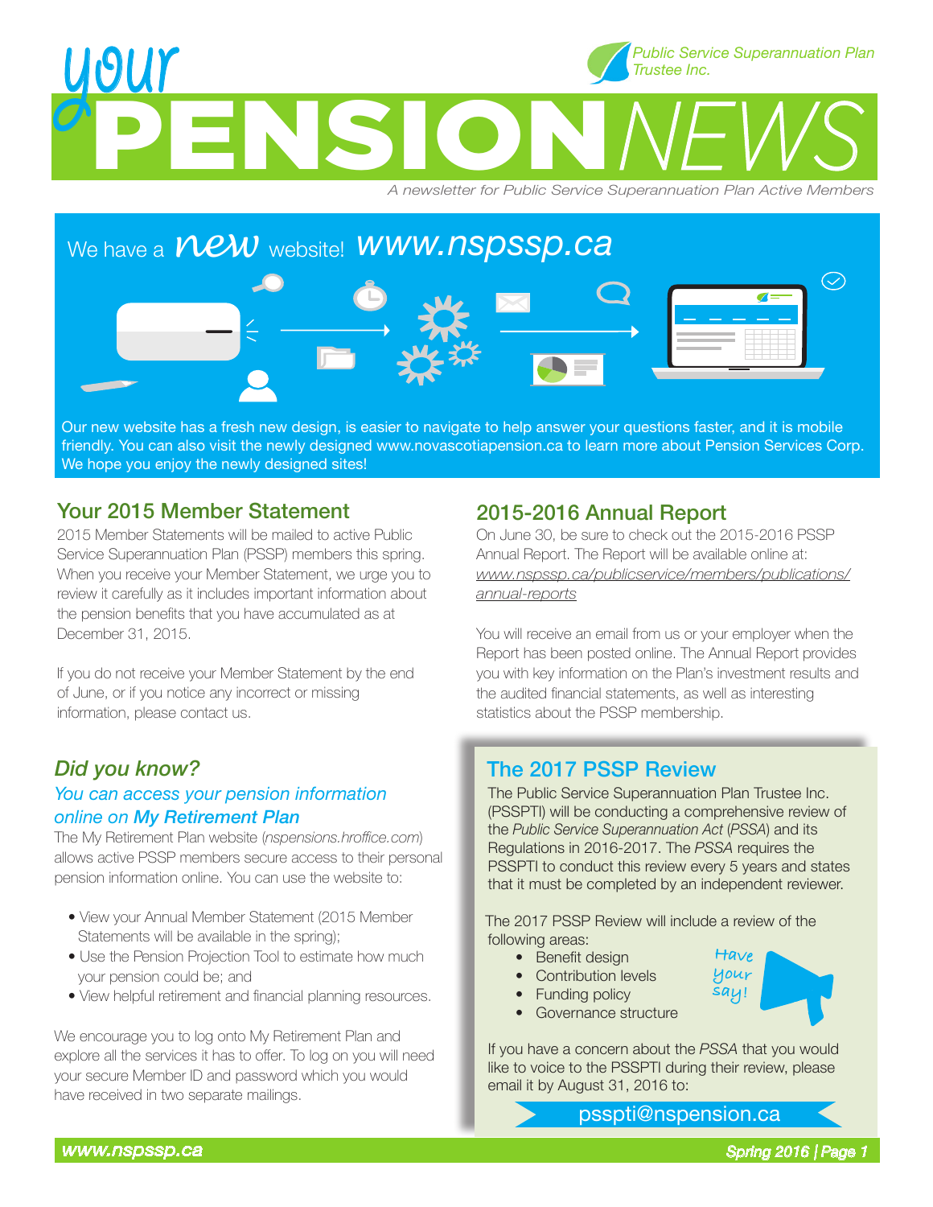# your PENSION NEWS

Public Service Superannuation Plan Trustee Inc.

*A newsletter for Public Service Superannuation Plan Active Members*

## We have a *new* website! www.nspssp.ca

Our new website has a fresh new design, is easier to navigate to help answer your questions faster, and it is mobile friendly. You can also visit the newly designed www.novascotiapension.ca to learn more about Pension Services Corp. We hope you enjoy the newly designed sites!

## Your 2015 Member Statement

2015 Member Statements will be mailed to active Public Service Superannuation Plan (PSSP) members this spring. When you receive your Member Statement, we urge you to review it carefully as it includes important information about the pension benefits that you have accumulated as at December 31, 2015.

If you do not receive your Member Statement by the end of June, or if you notice any incorrect or missing information, please contact us.

## 2015-2016 Annual Report

On June 30, be sure to check out the 2015-2016 PSSP Annual Report. The Report will be available online at: *www.nspssp.ca/publicservice/members/publications/annual-reports*

You will receive an email from us or your employer when the Report has been posted online. The Annual Report provides you with key information on the Plan's investment results and the audited financial statements, as well as interesting statistics about the PSSP membership.

## *Did you know?*

### *You can access your pension information online on **My Retirement Plan***

The My Retirement Plan website (*nspensions.hroffice.com*) allows active PSSP members secure access to their personal pension information online. You can use the website to:

- View your Annual Member Statement (2015 Member Statements will be available in the spring);
- Use the Pension Projection Tool to estimate how much your pension could be; and
- View helpful retirement and financial planning resources.

We encourage you to log onto My Retirement Plan and explore all the services it has to offer. To log on you will need your secure Member ID and password which you would have received in two separate mailings.

## The 2017 PSSP Review

The Public Service Superannuation Plan Trustee Inc. (PSSPTI) will be conducting a comprehensive review of the *Public Service Superannuation Act* (*PSSA*) and its Regulations in 2016-2017. The *PSSA* requires the PSSPTI to conduct this review every 5 years and states that it must be completed by an independent reviewer.

The 2017 PSSP Review will include a review of the following areas:

- Benefit design
- Contribution levels
- Funding policy
- Governance structure

Have your say!

If you have a concern about the *PSSA* that you would like to voice to the PSSPTI during their review, please email it by August 31, 2016 to:

psspti@nspension.ca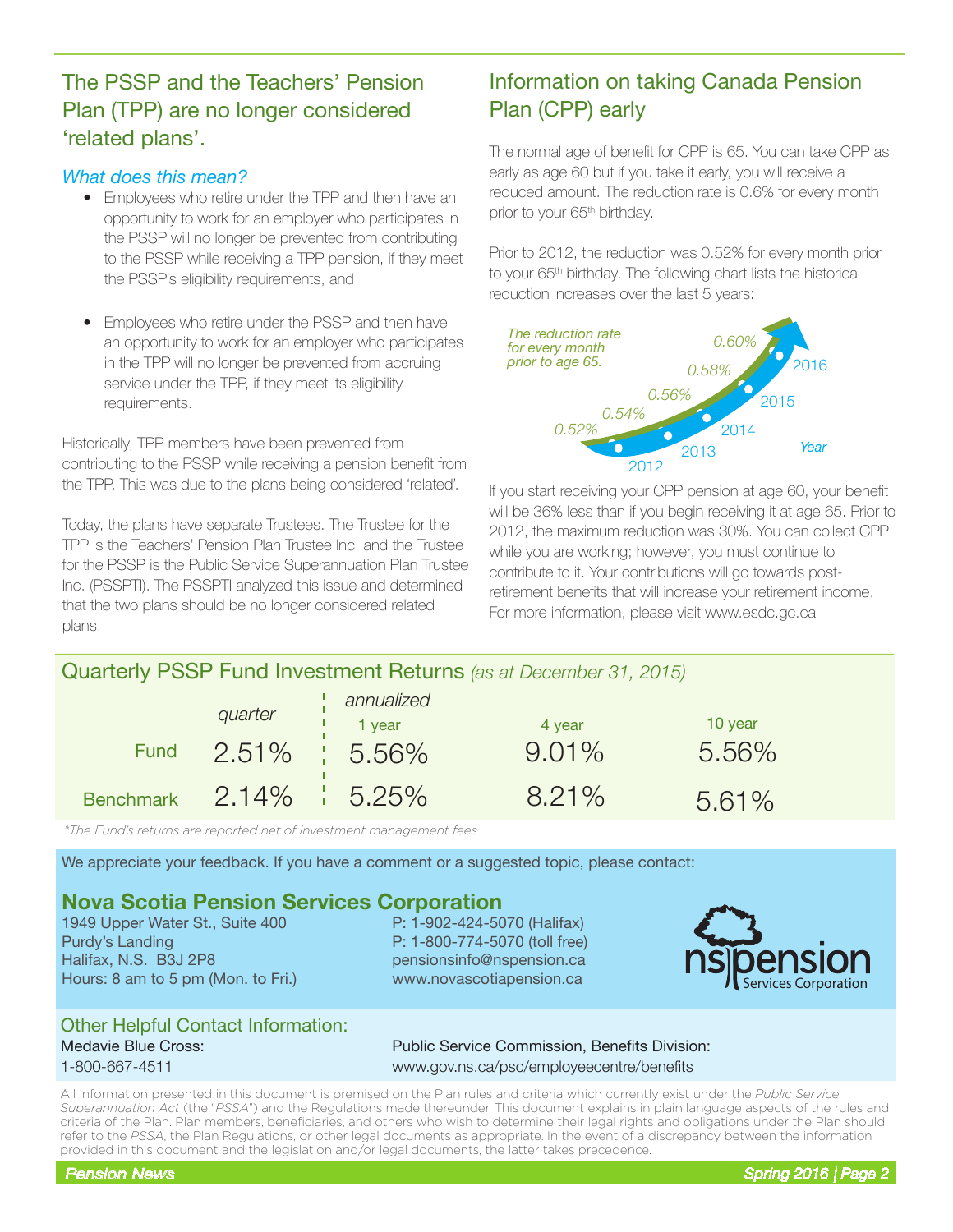## The PSSP and the Teachers' Pension Plan (TPP) are no longer considered 'related plans'.

### *What does this mean?*

- Employees who retire under the TPP and then have an opportunity to work for an employer who participates in the PSSP will no longer be prevented from contributing to the PSSP while receiving a TPP pension, if they meet the PSSP's eligibility requirements, and
- Employees who retire under the PSSP and then have an opportunity to work for an employer who participates in the TPP will no longer be prevented from accruing service under the TPP, if they meet its eligibility requirements.

Historically, TPP members have been prevented from contributing to the PSSP while receiving a pension benefit from the TPP. This was due to the plans being considered 'related'.

Today, the plans have separate Trustees. The Trustee for the TPP is the Teachers' Pension Plan Trustee Inc. and the Trustee for the PSSP is the Public Service Superannuation Plan Trustee Inc. (PSSPTI). The PSSPTI analyzed this issue and determined that the two plans should be no longer considered related plans.

## Information on taking Canada Pension Plan (CPP) early

The normal age of benefit for CPP is 65. You can take CPP as early as age 60 but if you take it early, you will receive a reduced amount. The reduction rate is 0.6% for every month prior to your 65th birthday.

Prior to 2012, the reduction was 0.52% for every month prior to your 65th birthday. The following chart lists the historical reduction increases over the last 5 years:

*The reduction rate for every month prior to age 65.*

0.52%
0.54%
0.56%
0.58%
0.60%

2012
2013
2014
2015
2016

*Year*

If you start receiving your CPP pension at age 60, your benefit will be 36% less than if you begin receiving it at age 65. Prior to 2012, the maximum reduction was 30%. You can collect CPP while you are working; however, you must continue to contribute to it. Your contributions will go towards post-retirement benefits that will increase your retirement income. For more information, please visit www.esdc.gc.ca

## Quarterly PSSP Fund Investment Returns *(as at December 31, 2015)*

| | *quarter* | *annualized* 1 year | 4 year | 10 year |
|---|---|---|---|---|
| Fund | 2.51% | 5.56% | 9.01% | 5.56% |
| Benchmark | 2.14% | 5.25% | 8.21% | 5.61% |

*\*The Fund's returns are reported net of investment management fees.*

We appreciate your feedback. If you have a comment or a suggested topic, please contact:

### Nova Scotia Pension Services Corporation

1949 Upper Water St., Suite 400
Purdy's Landing
Halifax, N.S. B3J 2P8
Hours: 8 am to 5 pm (Mon. to Fri.)

P: 1-902-424-5070 (Halifax)
P: 1-800-774-5070 (toll free)
pensionsinfo@nspension.ca
www.novascotiapension.ca

nspension Services Corporation

### Other Helpful Contact Information:

Medavie Blue Cross:
1-800-667-4511

Public Service Commission, Benefits Division:
www.gov.ns.ca/psc/employeecentre/benefits

All information presented in this document is premised on the Plan rules and criteria which currently exist under the *Public Service Superannuation Act* (the "*PSSA*") and the Regulations made thereunder. This document explains in plain language aspects of the rules and criteria of the Plan. Plan members, beneficiaries, and others who wish to determine their legal rights and obligations under the Plan should refer to the *PSSA*, the Plan Regulations, or other legal documents as appropriate. In the event of a discrepancy between the information provided in this document and the legislation and/or legal documents, the latter takes precedence.